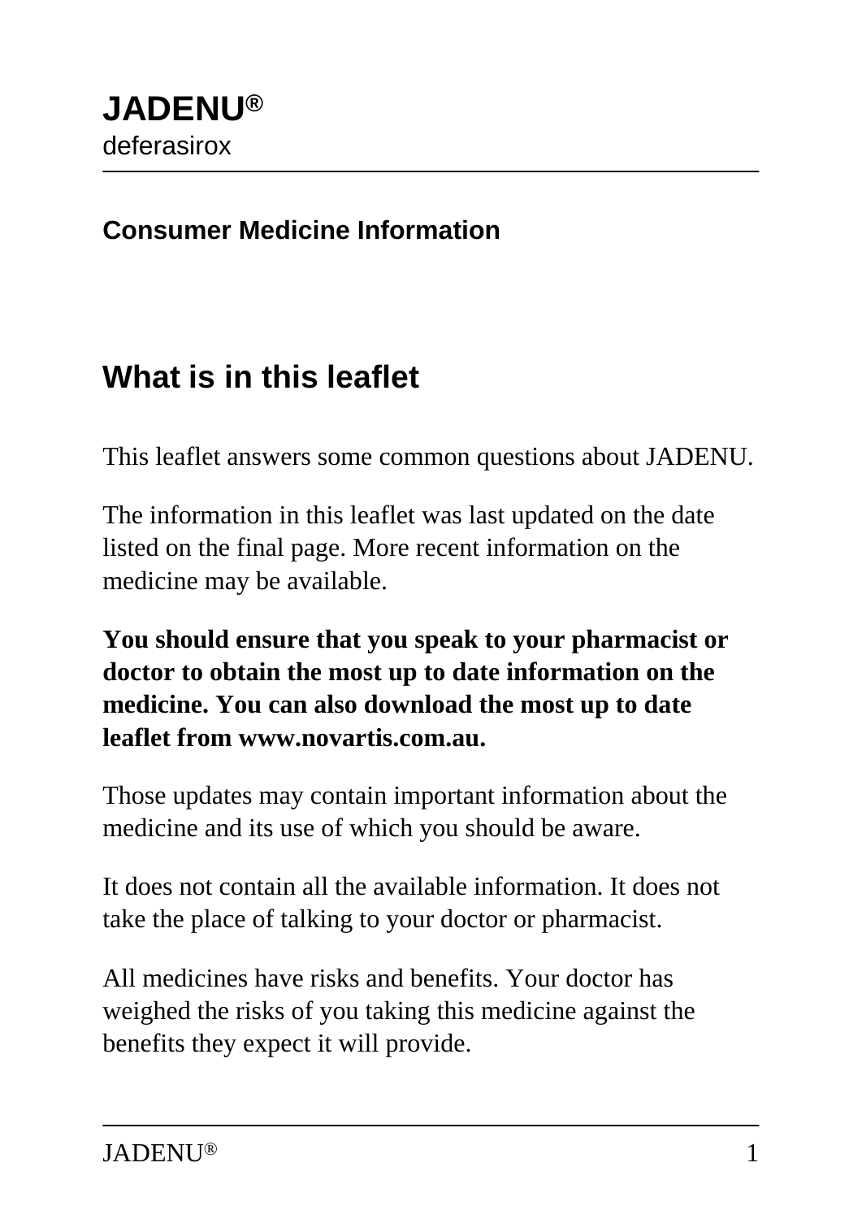# JADENU®

deferasirox

**Consumer Medicine Information**

## What is in this leaflet

This leaflet answers some common questions about JADENU.

The information in this leaflet was last updated on the date listed on the final page. More recent information on the medicine may be available.

**You should ensure that you speak to your pharmacist or doctor to obtain the most up to date information on the medicine. You can also download the most up to date leaflet from www.novartis.com.au.**

Those updates may contain important information about the medicine and its use of which you should be aware.

It does not contain all the available information. It does not take the place of talking to your doctor or pharmacist.

All medicines have risks and benefits. Your doctor has weighed the risks of you taking this medicine against the benefits they expect it will provide.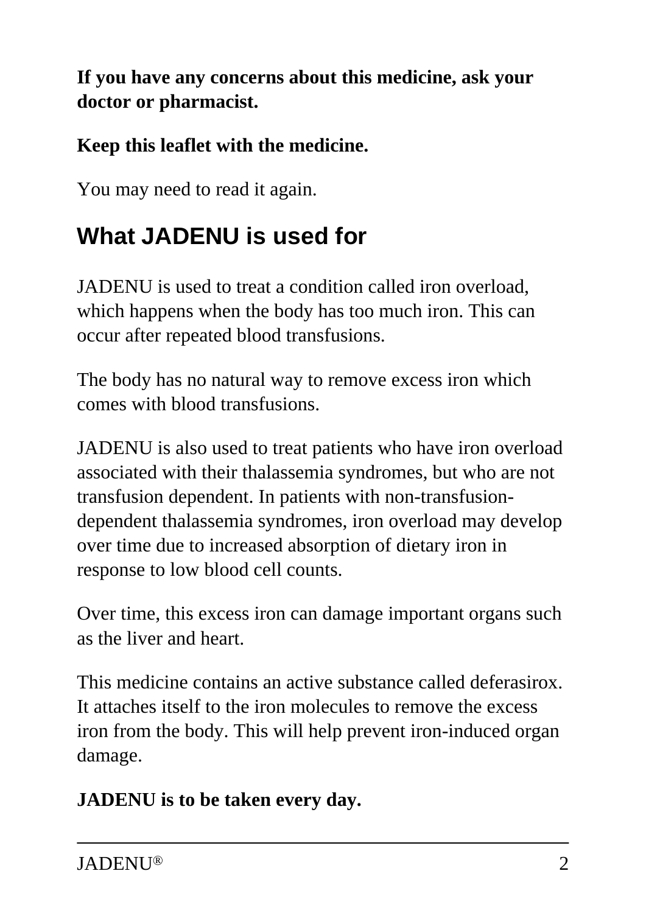**If you have any concerns about this medicine, ask your doctor or pharmacist.**

**Keep this leaflet with the medicine.**

You may need to read it again.

## What JADENU is used for

JADENU is used to treat a condition called iron overload, which happens when the body has too much iron. This can occur after repeated blood transfusions.

The body has no natural way to remove excess iron which comes with blood transfusions.

JADENU is also used to treat patients who have iron overload associated with their thalassemia syndromes, but who are not transfusion dependent. In patients with non-transfusion-dependent thalassemia syndromes, iron overload may develop over time due to increased absorption of dietary iron in response to low blood cell counts.

Over time, this excess iron can damage important organs such as the liver and heart.

This medicine contains an active substance called deferasirox. It attaches itself to the iron molecules to remove the excess iron from the body. This will help prevent iron-induced organ damage.

**JADENU is to be taken every day.**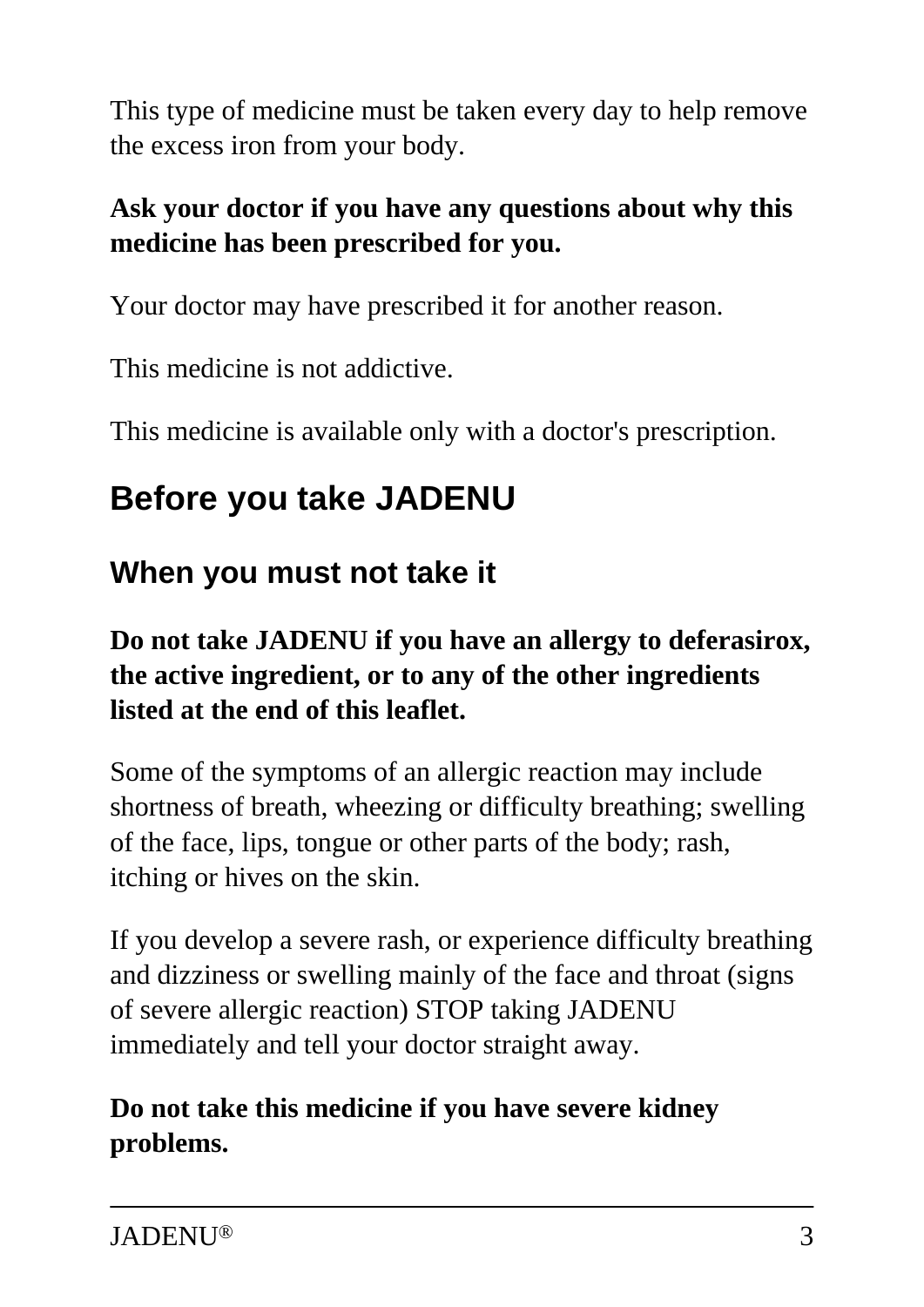This type of medicine must be taken every day to help remove the excess iron from your body.

**Ask your doctor if you have any questions about why this medicine has been prescribed for you.**

Your doctor may have prescribed it for another reason.

This medicine is not addictive.

This medicine is available only with a doctor's prescription.

## Before you take JADENU

### When you must not take it

**Do not take JADENU if you have an allergy to deferasirox, the active ingredient, or to any of the other ingredients listed at the end of this leaflet.**

Some of the symptoms of an allergic reaction may include shortness of breath, wheezing or difficulty breathing; swelling of the face, lips, tongue or other parts of the body; rash, itching or hives on the skin.

If you develop a severe rash, or experience difficulty breathing and dizziness or swelling mainly of the face and throat (signs of severe allergic reaction) STOP taking JADENU immediately and tell your doctor straight away.

**Do not take this medicine if you have severe kidney problems.**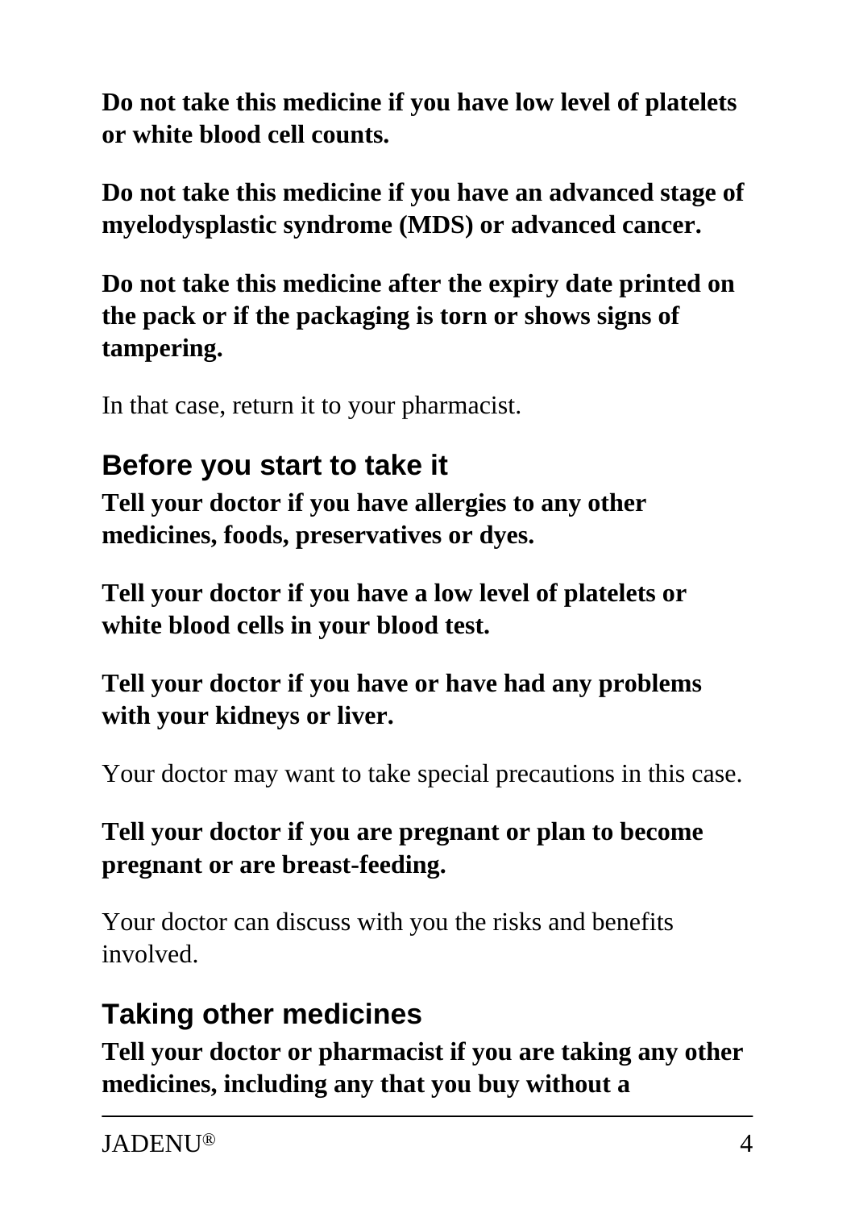**Do not take this medicine if you have low level of platelets or white blood cell counts.**

**Do not take this medicine if you have an advanced stage of myelodysplastic syndrome (MDS) or advanced cancer.**

**Do not take this medicine after the expiry date printed on the pack or if the packaging is torn or shows signs of tampering.**

In that case, return it to your pharmacist.

## Before you start to take it

**Tell your doctor if you have allergies to any other medicines, foods, preservatives or dyes.**

**Tell your doctor if you have a low level of platelets or white blood cells in your blood test.**

**Tell your doctor if you have or have had any problems with your kidneys or liver.**

Your doctor may want to take special precautions in this case.

**Tell your doctor if you are pregnant or plan to become pregnant or are breast-feeding.**

Your doctor can discuss with you the risks and benefits involved.

## Taking other medicines

**Tell your doctor or pharmacist if you are taking any other medicines, including any that you buy without a**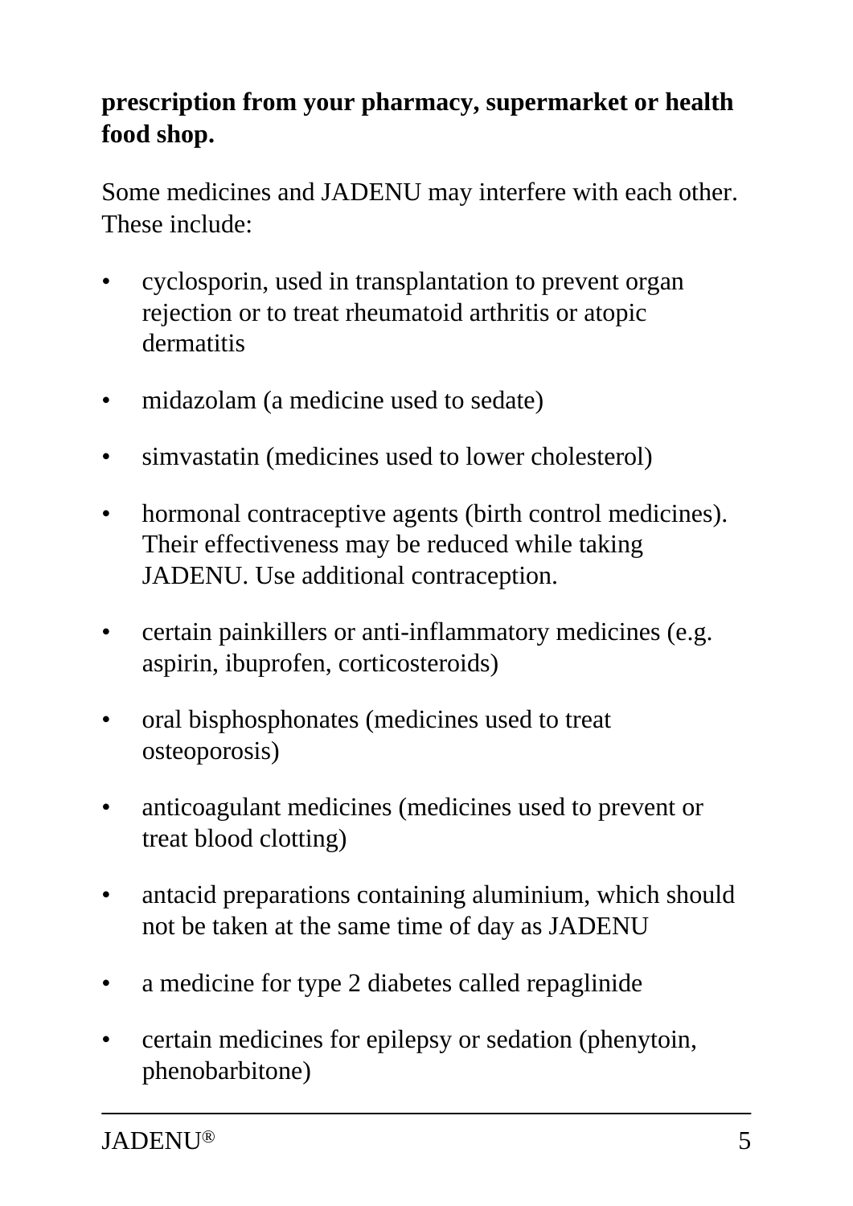**prescription from your pharmacy, supermarket or health food shop.**

Some medicines and JADENU may interfere with each other. These include:

- cyclosporin, used in transplantation to prevent organ rejection or to treat rheumatoid arthritis or atopic dermatitis
- midazolam (a medicine used to sedate)
- simvastatin (medicines used to lower cholesterol)
- hormonal contraceptive agents (birth control medicines). Their effectiveness may be reduced while taking JADENU. Use additional contraception.
- certain painkillers or anti-inflammatory medicines (e.g. aspirin, ibuprofen, corticosteroids)
- oral bisphosphonates (medicines used to treat osteoporosis)
- anticoagulant medicines (medicines used to prevent or treat blood clotting)
- antacid preparations containing aluminium, which should not be taken at the same time of day as JADENU
- a medicine for type 2 diabetes called repaglinide
- certain medicines for epilepsy or sedation (phenytoin, phenobarbitone)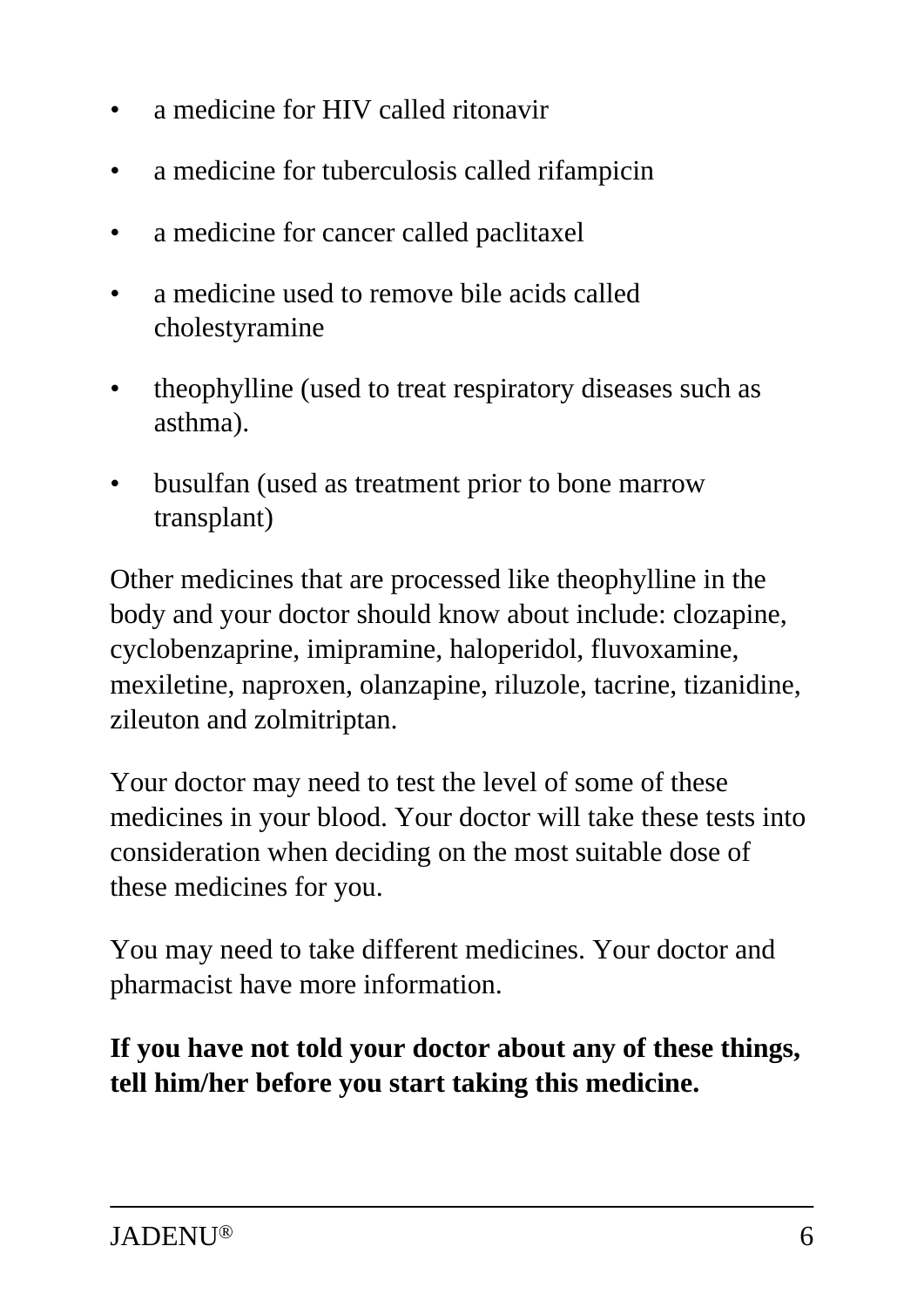- a medicine for HIV called ritonavir
- a medicine for tuberculosis called rifampicin
- a medicine for cancer called paclitaxel
- a medicine used to remove bile acids called cholestyramine
- theophylline (used to treat respiratory diseases such as asthma).
- busulfan (used as treatment prior to bone marrow transplant)

Other medicines that are processed like theophylline in the body and your doctor should know about include: clozapine, cyclobenzaprine, imipramine, haloperidol, fluvoxamine, mexiletine, naproxen, olanzapine, riluzole, tacrine, tizanidine, zileuton and zolmitriptan.

Your doctor may need to test the level of some of these medicines in your blood. Your doctor will take these tests into consideration when deciding on the most suitable dose of these medicines for you.

You may need to take different medicines. Your doctor and pharmacist have more information.

**If you have not told your doctor about any of these things, tell him/her before you start taking this medicine.**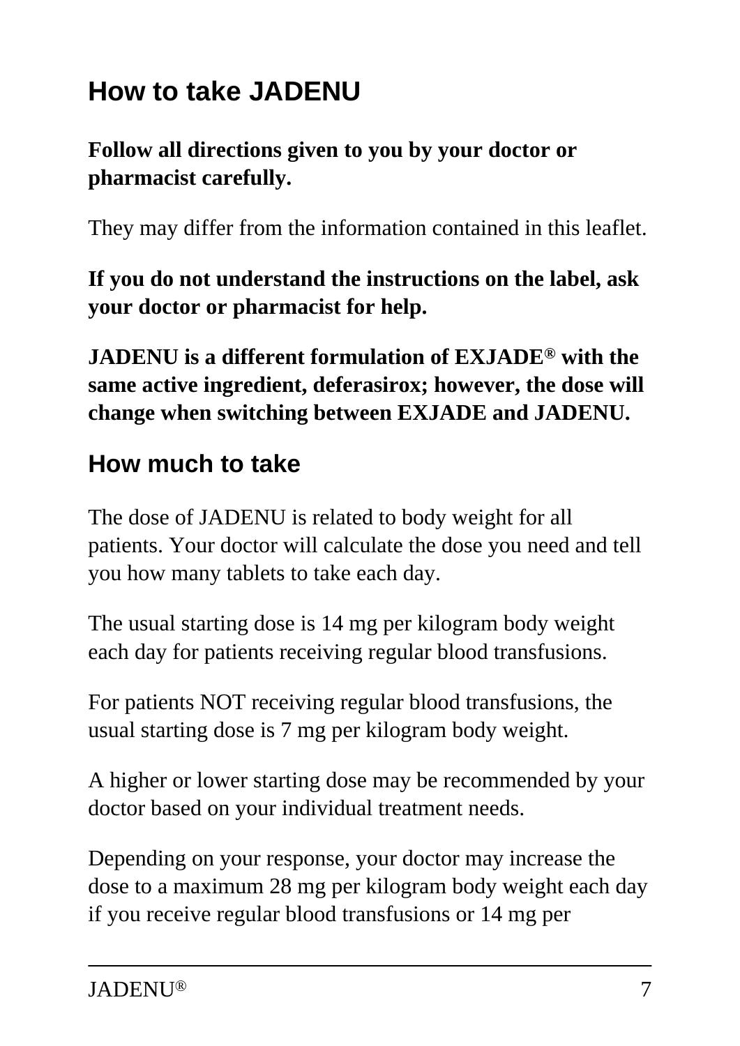# How to take JADENU

**Follow all directions given to you by your doctor or pharmacist carefully.**

They may differ from the information contained in this leaflet.

**If you do not understand the instructions on the label, ask your doctor or pharmacist for help.**

**JADENU is a different formulation of EXJADE® with the same active ingredient, deferasirox; however, the dose will change when switching between EXJADE and JADENU.**

## How much to take

The dose of JADENU is related to body weight for all patients. Your doctor will calculate the dose you need and tell you how many tablets to take each day.

The usual starting dose is 14 mg per kilogram body weight each day for patients receiving regular blood transfusions.

For patients NOT receiving regular blood transfusions, the usual starting dose is 7 mg per kilogram body weight.

A higher or lower starting dose may be recommended by your doctor based on your individual treatment needs.

Depending on your response, your doctor may increase the dose to a maximum 28 mg per kilogram body weight each day if you receive regular blood transfusions or 14 mg per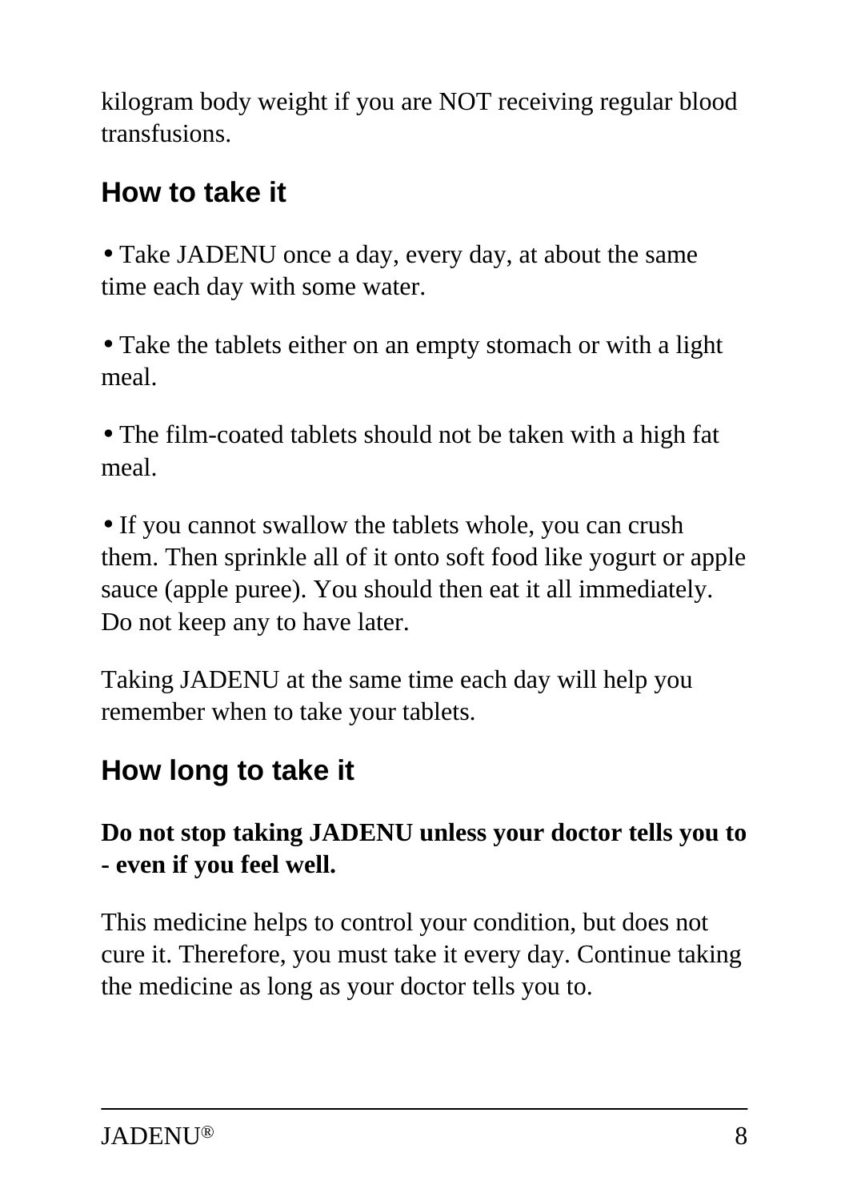kilogram body weight if you are NOT receiving regular blood transfusions.

## How to take it

- Take JADENU once a day, every day, at about the same time each day with some water.
- Take the tablets either on an empty stomach or with a light meal.
- The film-coated tablets should not be taken with a high fat meal.
- If you cannot swallow the tablets whole, you can crush them. Then sprinkle all of it onto soft food like yogurt or apple sauce (apple puree). You should then eat it all immediately. Do not keep any to have later.

Taking JADENU at the same time each day will help you remember when to take your tablets.

## How long to take it

**Do not stop taking JADENU unless your doctor tells you to - even if you feel well.**

This medicine helps to control your condition, but does not cure it. Therefore, you must take it every day. Continue taking the medicine as long as your doctor tells you to.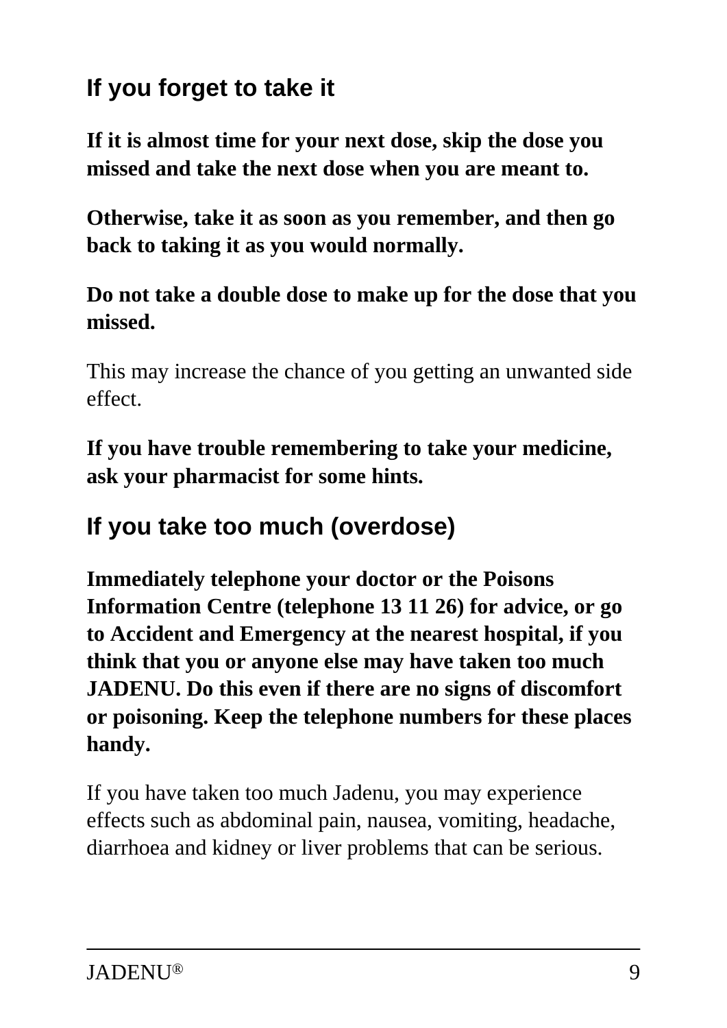## If you forget to take it

**If it is almost time for your next dose, skip the dose you missed and take the next dose when you are meant to.**

**Otherwise, take it as soon as you remember, and then go back to taking it as you would normally.**

**Do not take a double dose to make up for the dose that you missed.**

This may increase the chance of you getting an unwanted side effect.

**If you have trouble remembering to take your medicine, ask your pharmacist for some hints.**

## If you take too much (overdose)

**Immediately telephone your doctor or the Poisons Information Centre (telephone 13 11 26) for advice, or go to Accident and Emergency at the nearest hospital, if you think that you or anyone else may have taken too much JADENU. Do this even if there are no signs of discomfort or poisoning. Keep the telephone numbers for these places handy.**

If you have taken too much Jadenu, you may experience effects such as abdominal pain, nausea, vomiting, headache, diarrhoea and kidney or liver problems that can be serious.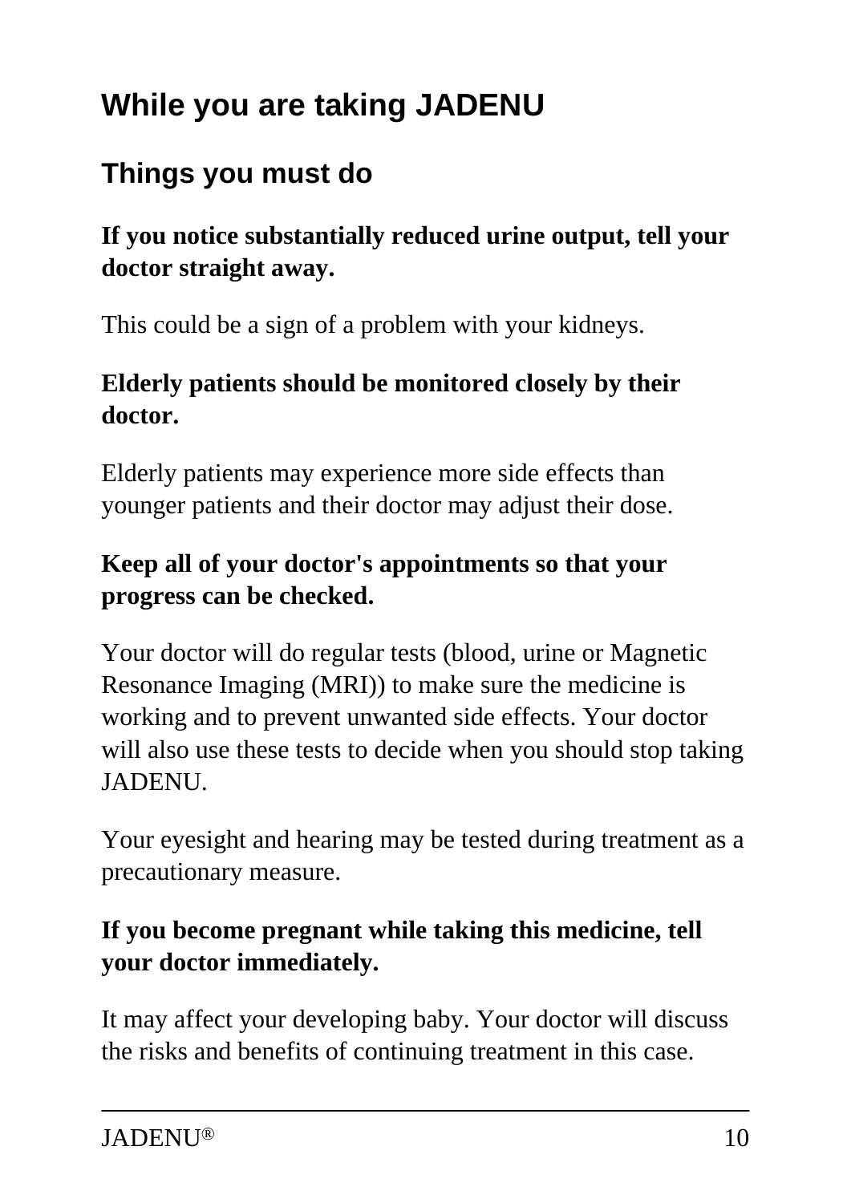# While you are taking JADENU

## Things you must do

**If you notice substantially reduced urine output, tell your doctor straight away.**

This could be a sign of a problem with your kidneys.

**Elderly patients should be monitored closely by their doctor.**

Elderly patients may experience more side effects than younger patients and their doctor may adjust their dose.

**Keep all of your doctor's appointments so that your progress can be checked.**

Your doctor will do regular tests (blood, urine or Magnetic Resonance Imaging (MRI)) to make sure the medicine is working and to prevent unwanted side effects. Your doctor will also use these tests to decide when you should stop taking JADENU.

Your eyesight and hearing may be tested during treatment as a precautionary measure.

**If you become pregnant while taking this medicine, tell your doctor immediately.**

It may affect your developing baby. Your doctor will discuss the risks and benefits of continuing treatment in this case.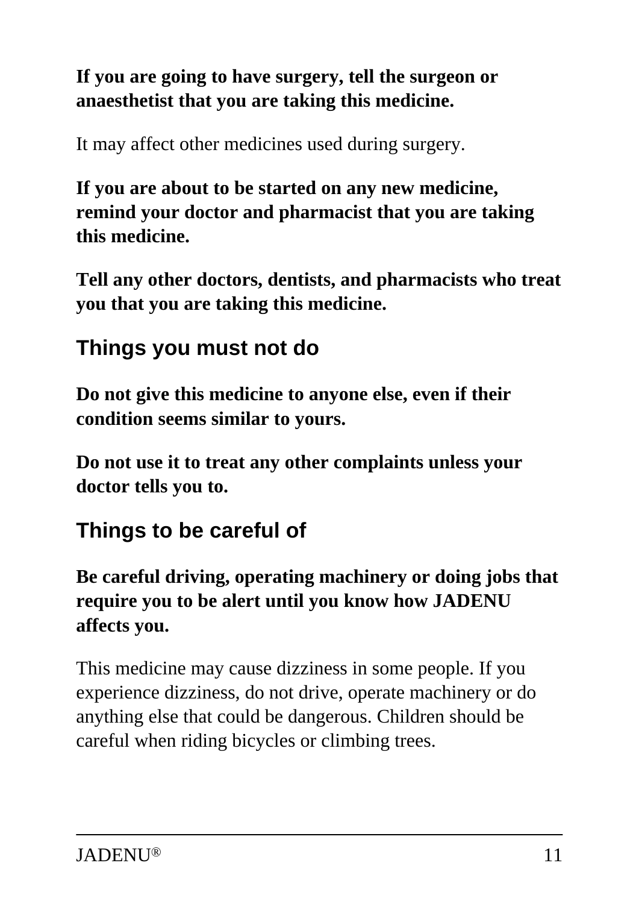**If you are going to have surgery, tell the surgeon or anaesthetist that you are taking this medicine.**

It may affect other medicines used during surgery.

**If you are about to be started on any new medicine, remind your doctor and pharmacist that you are taking this medicine.**

**Tell any other doctors, dentists, and pharmacists who treat you that you are taking this medicine.**

## Things you must not do

**Do not give this medicine to anyone else, even if their condition seems similar to yours.**

**Do not use it to treat any other complaints unless your doctor tells you to.**

## Things to be careful of

**Be careful driving, operating machinery or doing jobs that require you to be alert until you know how JADENU affects you.**

This medicine may cause dizziness in some people. If you experience dizziness, do not drive, operate machinery or do anything else that could be dangerous. Children should be careful when riding bicycles or climbing trees.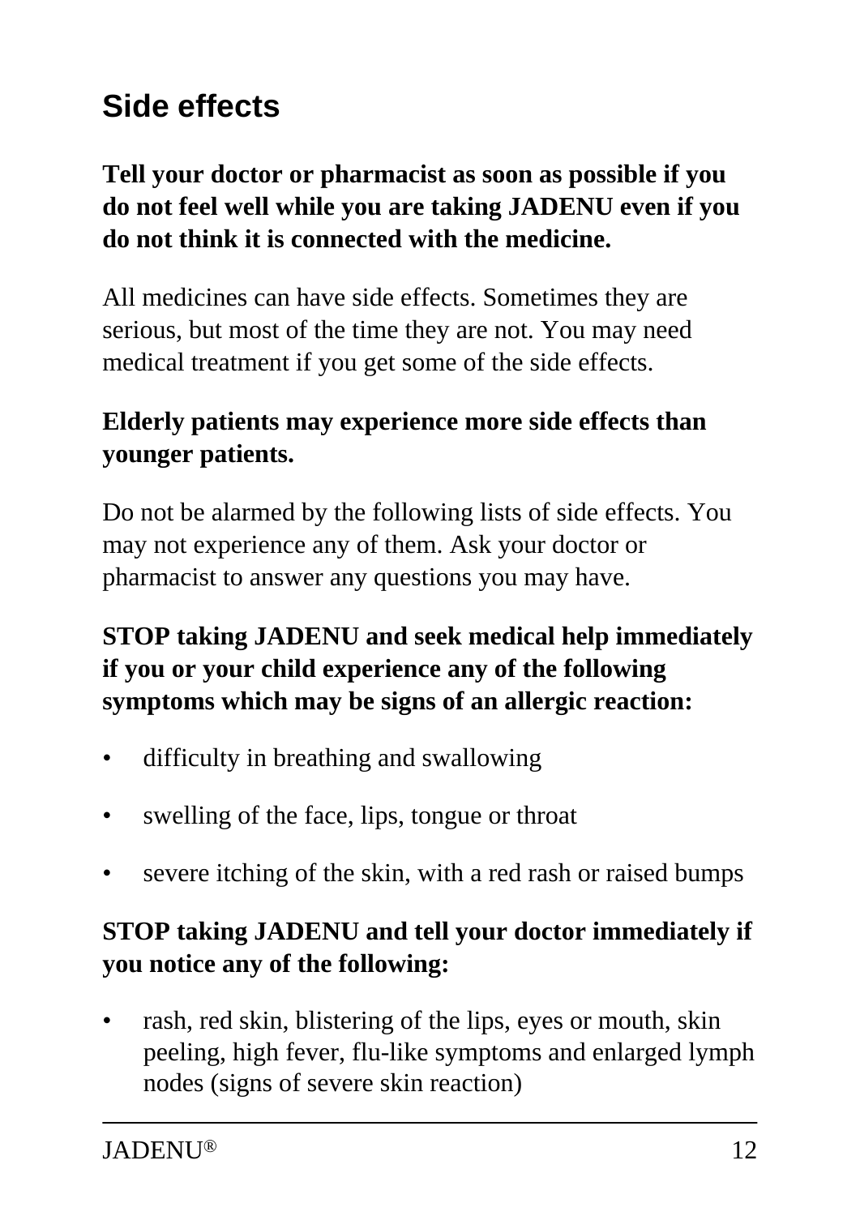## Side effects

**Tell your doctor or pharmacist as soon as possible if you do not feel well while you are taking JADENU even if you do not think it is connected with the medicine.**

All medicines can have side effects. Sometimes they are serious, but most of the time they are not. You may need medical treatment if you get some of the side effects.

**Elderly patients may experience more side effects than younger patients.**

Do not be alarmed by the following lists of side effects. You may not experience any of them. Ask your doctor or pharmacist to answer any questions you may have.

**STOP taking JADENU and seek medical help immediately if you or your child experience any of the following symptoms which may be signs of an allergic reaction:**

- difficulty in breathing and swallowing
- swelling of the face, lips, tongue or throat
- severe itching of the skin, with a red rash or raised bumps

**STOP taking JADENU and tell your doctor immediately if you notice any of the following:**

- rash, red skin, blistering of the lips, eyes or mouth, skin peeling, high fever, flu-like symptoms and enlarged lymph nodes (signs of severe skin reaction)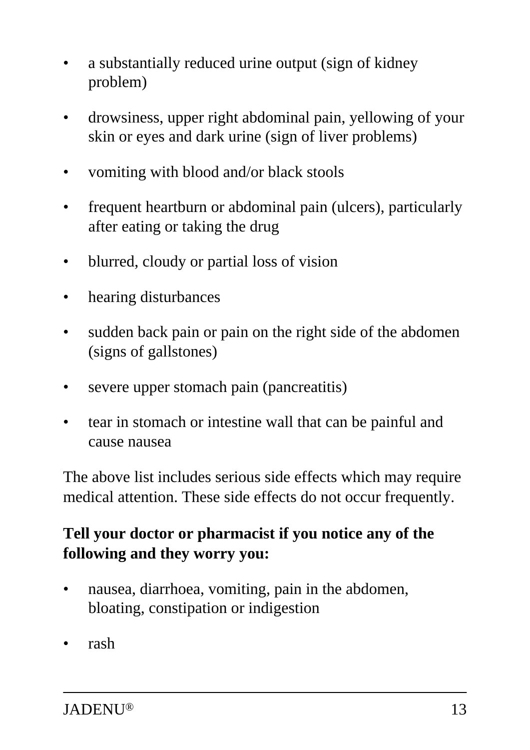- a substantially reduced urine output (sign of kidney problem)
- drowsiness, upper right abdominal pain, yellowing of your skin or eyes and dark urine (sign of liver problems)
- vomiting with blood and/or black stools
- frequent heartburn or abdominal pain (ulcers), particularly after eating or taking the drug
- blurred, cloudy or partial loss of vision
- hearing disturbances
- sudden back pain or pain on the right side of the abdomen (signs of gallstones)
- severe upper stomach pain (pancreatitis)
- tear in stomach or intestine wall that can be painful and cause nausea

The above list includes serious side effects which may require medical attention. These side effects do not occur frequently.

**Tell your doctor or pharmacist if you notice any of the following and they worry you:**

- nausea, diarrhoea, vomiting, pain in the abdomen, bloating, constipation or indigestion
- rash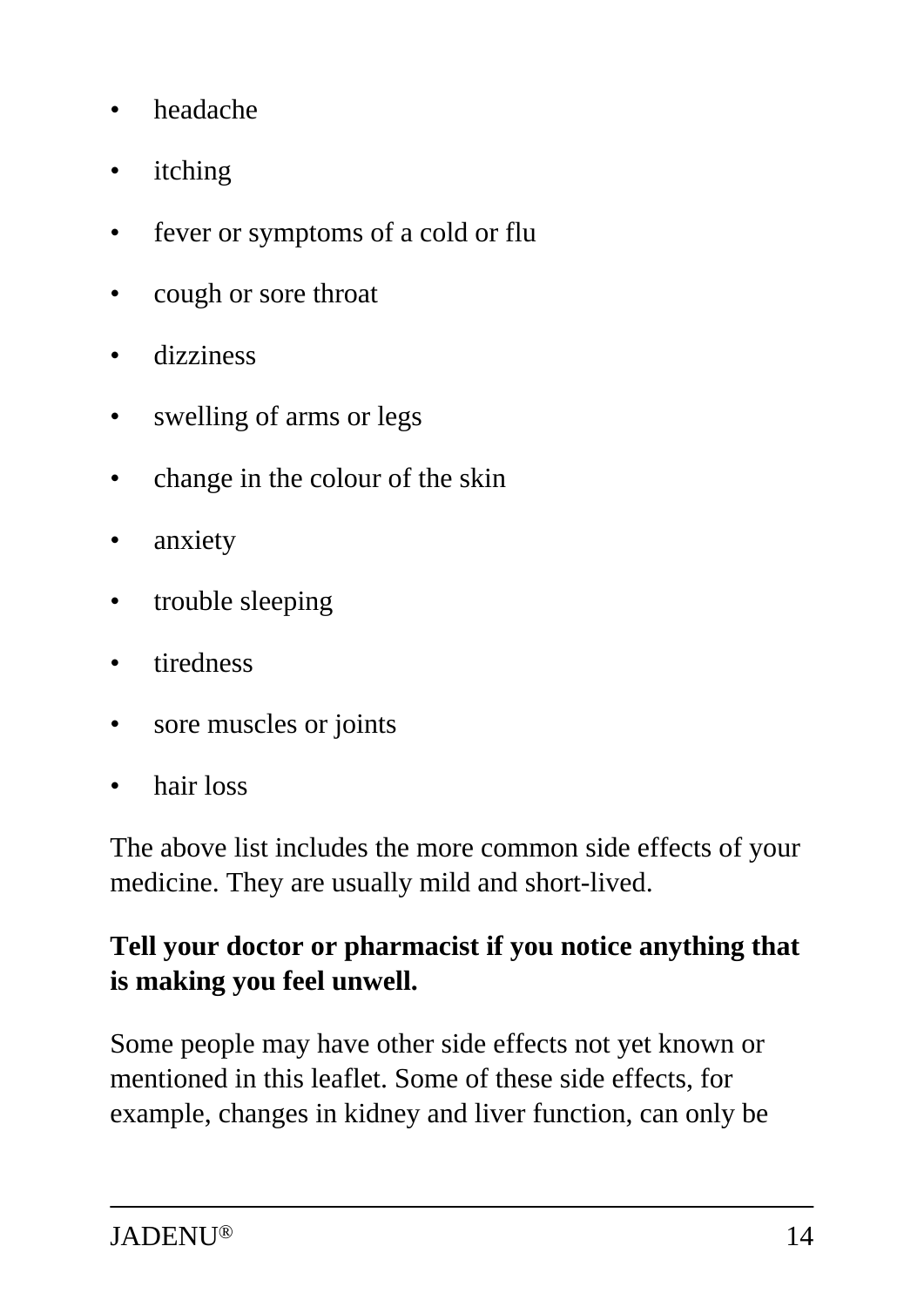- headache
- itching
- fever or symptoms of a cold or flu
- cough or sore throat
- dizziness
- swelling of arms or legs
- change in the colour of the skin
- anxiety
- trouble sleeping
- tiredness
- sore muscles or joints
- hair loss

The above list includes the more common side effects of your medicine. They are usually mild and short-lived.

**Tell your doctor or pharmacist if you notice anything that is making you feel unwell.**

Some people may have other side effects not yet known or mentioned in this leaflet. Some of these side effects, for example, changes in kidney and liver function, can only be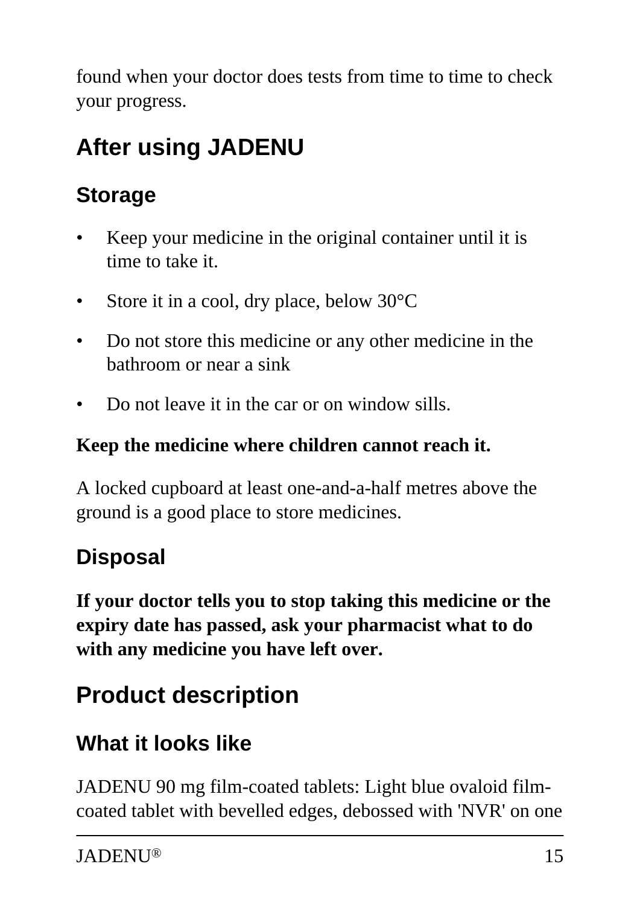found when your doctor does tests from time to time to check your progress.

## After using JADENU

### Storage

- Keep your medicine in the original container until it is time to take it.
- Store it in a cool, dry place, below 30°C
- Do not store this medicine or any other medicine in the bathroom or near a sink
- Do not leave it in the car or on window sills.

**Keep the medicine where children cannot reach it.**

A locked cupboard at least one-and-a-half metres above the ground is a good place to store medicines.

### Disposal

**If your doctor tells you to stop taking this medicine or the expiry date has passed, ask your pharmacist what to do with any medicine you have left over.**

## Product description

### What it looks like

JADENU 90 mg film-coated tablets: Light blue ovaloid film-coated tablet with bevelled edges, debossed with 'NVR' on one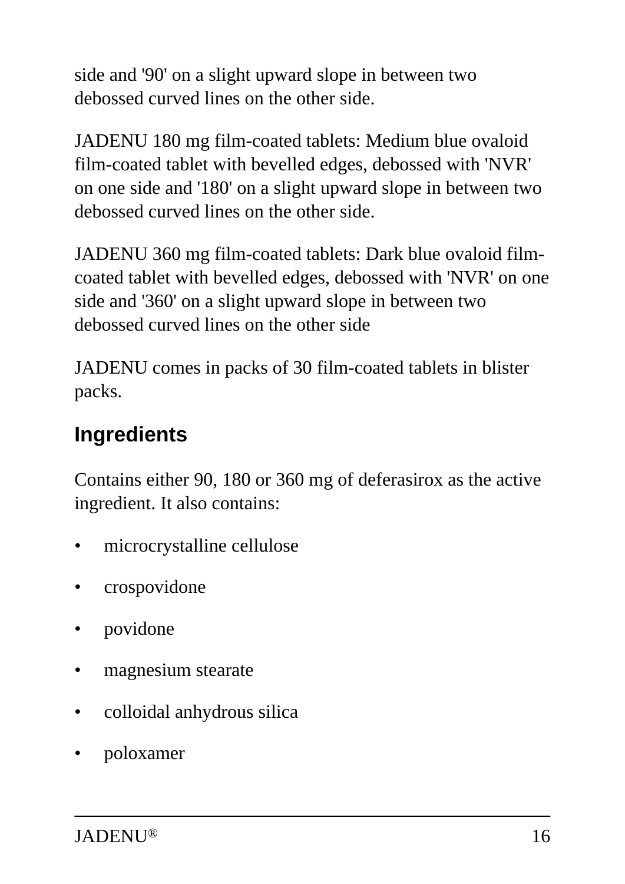side and '90' on a slight upward slope in between two debossed curved lines on the other side.

JADENU 180 mg film-coated tablets: Medium blue ovaloid film-coated tablet with bevelled edges, debossed with 'NVR' on one side and '180' on a slight upward slope in between two debossed curved lines on the other side.

JADENU 360 mg film-coated tablets: Dark blue ovaloid film-coated tablet with bevelled edges, debossed with 'NVR' on one side and '360' on a slight upward slope in between two debossed curved lines on the other side

JADENU comes in packs of 30 film-coated tablets in blister packs.

## Ingredients

Contains either 90, 180 or 360 mg of deferasirox as the active ingredient. It also contains:

- microcrystalline cellulose
- crospovidone
- povidone
- magnesium stearate
- colloidal anhydrous silica
- poloxamer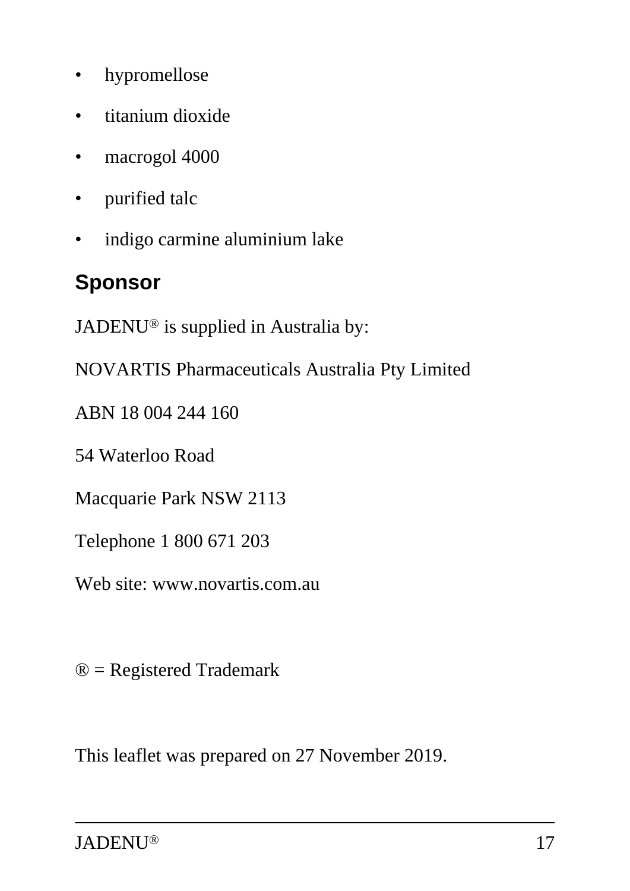- hypromellose
- titanium dioxide
- macrogol 4000
- purified talc
- indigo carmine aluminium lake

## Sponsor

JADENU® is supplied in Australia by:

NOVARTIS Pharmaceuticals Australia Pty Limited

ABN 18 004 244 160

54 Waterloo Road

Macquarie Park NSW 2113

Telephone 1 800 671 203

Web site: www.novartis.com.au

® = Registered Trademark

This leaflet was prepared on 27 November 2019.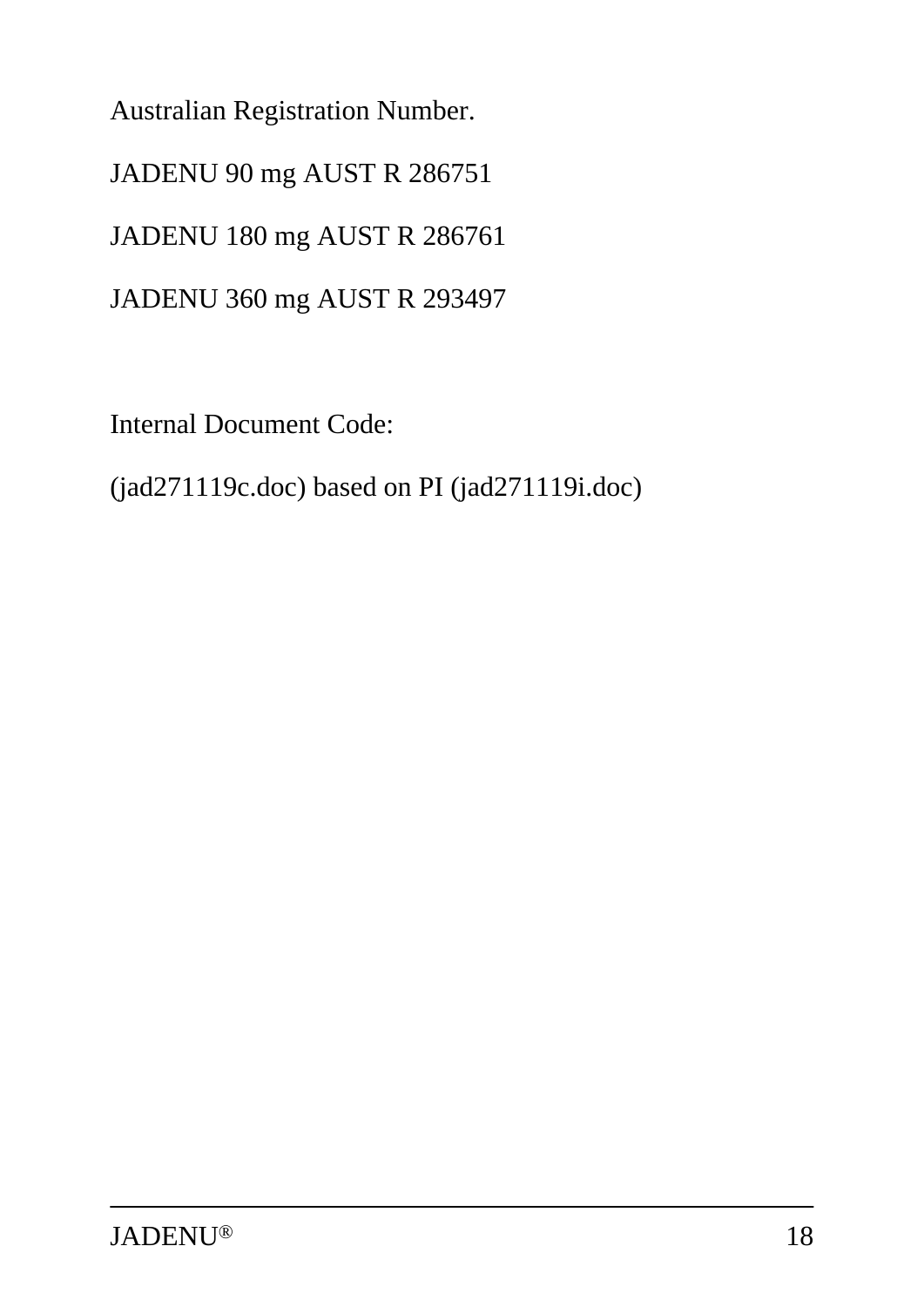Australian Registration Number.

JADENU 90 mg AUST R 286751

JADENU 180 mg AUST R 286761

JADENU 360 mg AUST R 293497

Internal Document Code:

(jad271119c.doc) based on PI (jad271119i.doc)